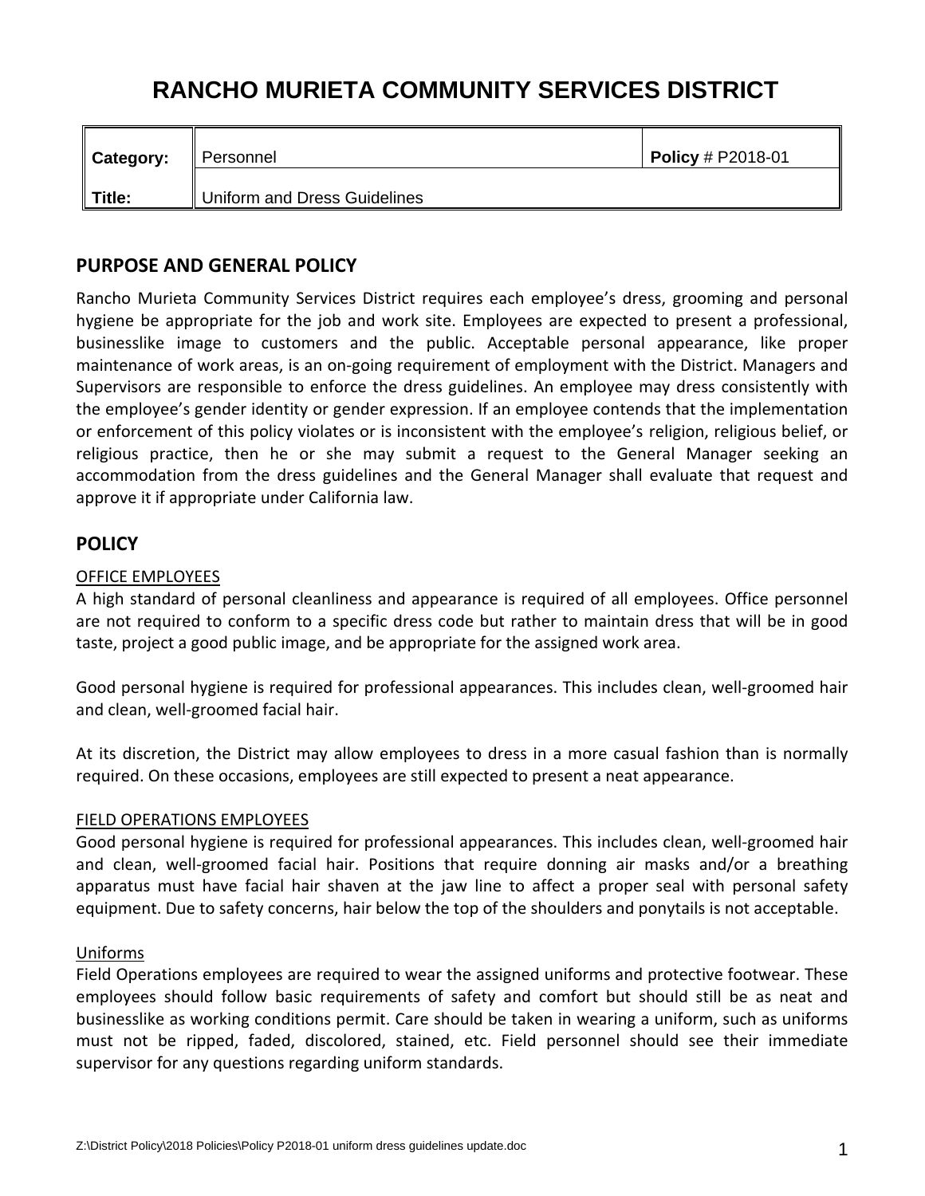# RANCHO MURIETA COMMUNITY SERVICES DISTRICT

| **Category:** | Personnel | **Policy** # P2018-01 |
|---|---|---|
| **Title:** | Uniform and Dress Guidelines | |

## PURPOSE AND GENERAL POLICY

Rancho Murieta Community Services District requires each employee's dress, grooming and personal hygiene be appropriate for the job and work site. Employees are expected to present a professional, businesslike image to customers and the public. Acceptable personal appearance, like proper maintenance of work areas, is an on-going requirement of employment with the District. Managers and Supervisors are responsible to enforce the dress guidelines. An employee may dress consistently with the employee's gender identity or gender expression. If an employee contends that the implementation or enforcement of this policy violates or is inconsistent with the employee's religion, religious belief, or religious practice, then he or she may submit a request to the General Manager seeking an accommodation from the dress guidelines and the General Manager shall evaluate that request and approve it if appropriate under California law.

## POLICY

OFFICE EMPLOYEES

A high standard of personal cleanliness and appearance is required of all employees. Office personnel are not required to conform to a specific dress code but rather to maintain dress that will be in good taste, project a good public image, and be appropriate for the assigned work area.

Good personal hygiene is required for professional appearances. This includes clean, well-groomed hair and clean, well-groomed facial hair.

At its discretion, the District may allow employees to dress in a more casual fashion than is normally required. On these occasions, employees are still expected to present a neat appearance.

FIELD OPERATIONS EMPLOYEES

Good personal hygiene is required for professional appearances. This includes clean, well-groomed hair and clean, well-groomed facial hair. Positions that require donning air masks and/or a breathing apparatus must have facial hair shaven at the jaw line to affect a proper seal with personal safety equipment. Due to safety concerns, hair below the top of the shoulders and ponytails is not acceptable.

Uniforms

Field Operations employees are required to wear the assigned uniforms and protective footwear. These employees should follow basic requirements of safety and comfort but should still be as neat and businesslike as working conditions permit. Care should be taken in wearing a uniform, such as uniforms must not be ripped, faded, discolored, stained, etc. Field personnel should see their immediate supervisor for any questions regarding uniform standards.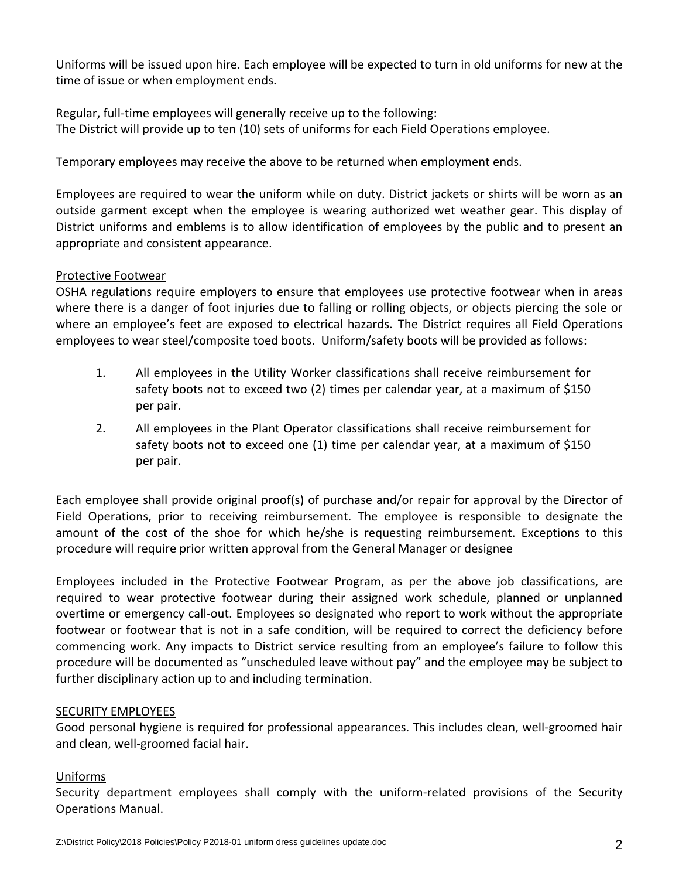Uniforms will be issued upon hire. Each employee will be expected to turn in old uniforms for new at the time of issue or when employment ends.

Regular, full-time employees will generally receive up to the following:
The District will provide up to ten (10) sets of uniforms for each Field Operations employee.

Temporary employees may receive the above to be returned when employment ends.

Employees are required to wear the uniform while on duty. District jackets or shirts will be worn as an outside garment except when the employee is wearing authorized wet weather gear. This display of District uniforms and emblems is to allow identification of employees by the public and to present an appropriate and consistent appearance.

<u>Protective Footwear</u>

OSHA regulations require employers to ensure that employees use protective footwear when in areas where there is a danger of foot injuries due to falling or rolling objects, or objects piercing the sole or where an employee's feet are exposed to electrical hazards. The District requires all Field Operations employees to wear steel/composite toed boots. Uniform/safety boots will be provided as follows:

1. All employees in the Utility Worker classifications shall receive reimbursement for safety boots not to exceed two (2) times per calendar year, at a maximum of $150 per pair.
2. All employees in the Plant Operator classifications shall receive reimbursement for safety boots not to exceed one (1) time per calendar year, at a maximum of $150 per pair.

Each employee shall provide original proof(s) of purchase and/or repair for approval by the Director of Field Operations, prior to receiving reimbursement. The employee is responsible to designate the amount of the cost of the shoe for which he/she is requesting reimbursement. Exceptions to this procedure will require prior written approval from the General Manager or designee

Employees included in the Protective Footwear Program, as per the above job classifications, are required to wear protective footwear during their assigned work schedule, planned or unplanned overtime or emergency call-out. Employees so designated who report to work without the appropriate footwear or footwear that is not in a safe condition, will be required to correct the deficiency before commencing work. Any impacts to District service resulting from an employee's failure to follow this procedure will be documented as "unscheduled leave without pay" and the employee may be subject to further disciplinary action up to and including termination.

<u>SECURITY EMPLOYEES</u>

Good personal hygiene is required for professional appearances. This includes clean, well-groomed hair and clean, well-groomed facial hair.

<u>Uniforms</u>

Security department employees shall comply with the uniform-related provisions of the Security Operations Manual.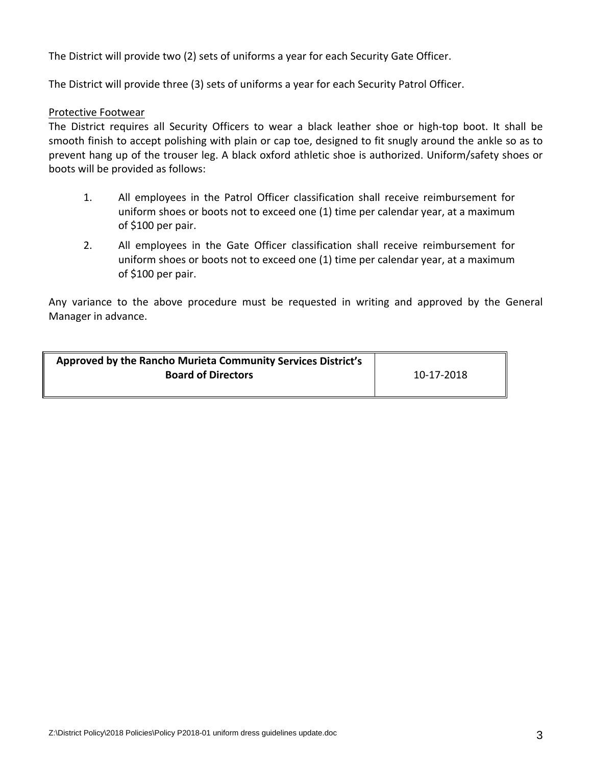The District will provide two (2) sets of uniforms a year for each Security Gate Officer.

The District will provide three (3) sets of uniforms a year for each Security Patrol Officer.

Protective Footwear

The District requires all Security Officers to wear a black leather shoe or high-top boot. It shall be smooth finish to accept polishing with plain or cap toe, designed to fit snugly around the ankle so as to prevent hang up of the trouser leg. A black oxford athletic shoe is authorized. Uniform/safety shoes or boots will be provided as follows:

1. All employees in the Patrol Officer classification shall receive reimbursement for uniform shoes or boots not to exceed one (1) time per calendar year, at a maximum of $100 per pair.
2. All employees in the Gate Officer classification shall receive reimbursement for uniform shoes or boots not to exceed one (1) time per calendar year, at a maximum of $100 per pair.

Any variance to the above procedure must be requested in writing and approved by the General Manager in advance.

| | |
|---|---|
| **Approved by the Rancho Murieta Community Services District's Board of Directors** | 10-17-2018 |